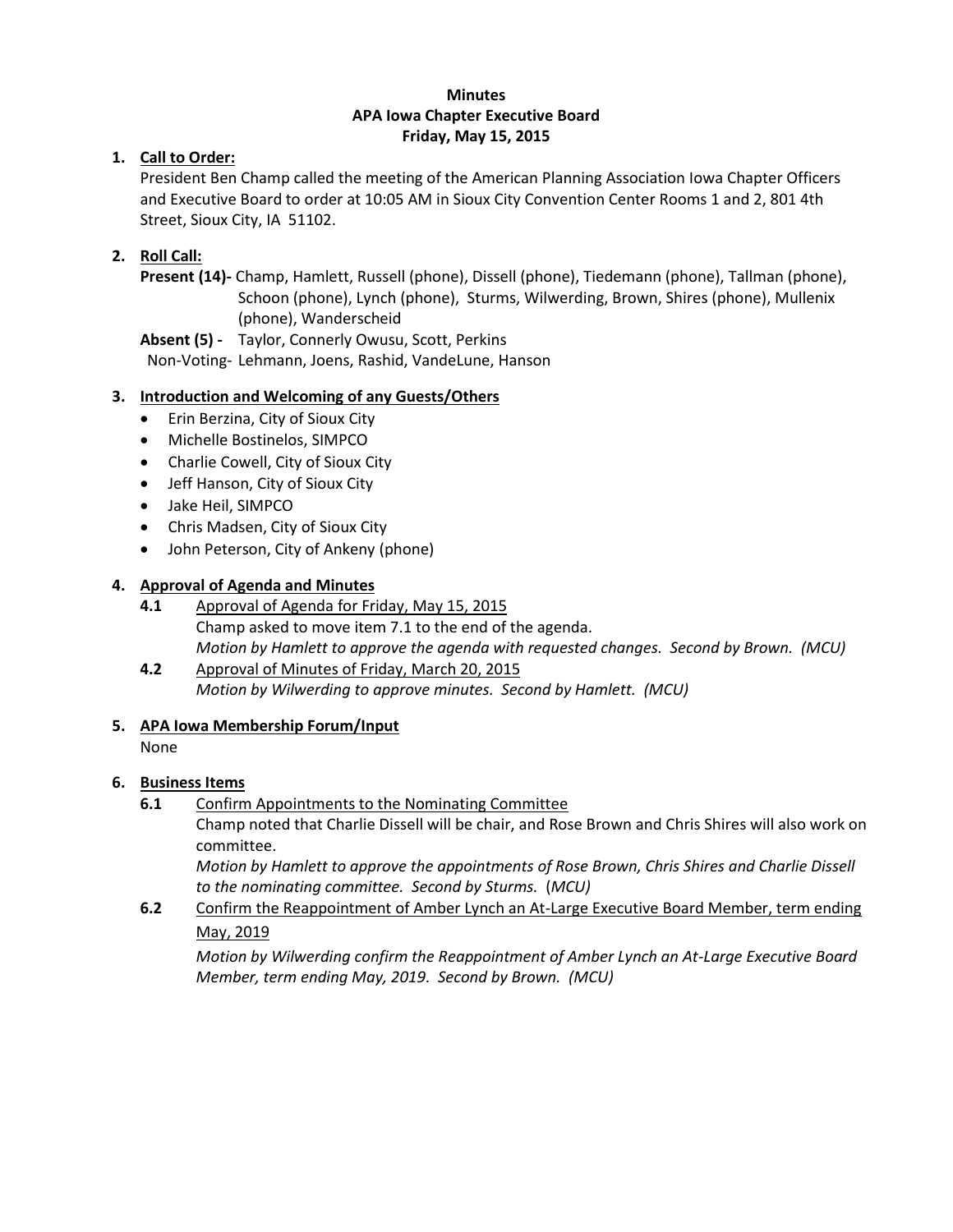**Minutes**
**APA Iowa Chapter Executive Board**
**Friday, May 15, 2015**

1. **Call to Order:**
   President Ben Champ called the meeting of the American Planning Association Iowa Chapter Officers and Executive Board to order at 10:05 AM in Sioux City Convention Center Rooms 1 and 2, 801 4th Street, Sioux City, IA 51102.

2. **Roll Call:**
   **Present (14)-** Champ, Hamlett, Russell (phone), Dissell (phone), Tiedemann (phone), Tallman (phone), Schoon (phone), Lynch (phone), Sturms, Wilwerding, Brown, Shires (phone), Mullenix (phone), Wanderscheid
   **Absent (5) -** Taylor, Connerly Owusu, Scott, Perkins
   Non-Voting- Lehmann, Joens, Rashid, VandeLune, Hanson

3. **Introduction and Welcoming of any Guests/Others**
   - Erin Berzina, City of Sioux City
   - Michelle Bostinelos, SIMPCO
   - Charlie Cowell, City of Sioux City
   - Jeff Hanson, City of Sioux City
   - Jake Heil, SIMPCO
   - Chris Madsen, City of Sioux City
   - John Peterson, City of Ankeny (phone)

4. **Approval of Agenda and Minutes**
   **4.1** Approval of Agenda for Friday, May 15, 2015
   Champ asked to move item 7.1 to the end of the agenda.
   *Motion by Hamlett to approve the agenda with requested changes. Second by Brown. (MCU)*
   **4.2** Approval of Minutes of Friday, March 20, 2015
   *Motion by Wilwerding to approve minutes. Second by Hamlett. (MCU)*

5. **APA Iowa Membership Forum/Input**
   None

6. **Business Items**
   **6.1** Confirm Appointments to the Nominating Committee
   Champ noted that Charlie Dissell will be chair, and Rose Brown and Chris Shires will also work on committee.
   *Motion by Hamlett to approve the appointments of Rose Brown, Chris Shires and Charlie Dissell to the nominating committee. Second by Sturms. (MCU)*
   **6.2** Confirm the Reappointment of Amber Lynch an At-Large Executive Board Member, term ending May, 2019
   *Motion by Wilwerding confirm the Reappointment of Amber Lynch an At-Large Executive Board Member, term ending May, 2019. Second by Brown. (MCU)*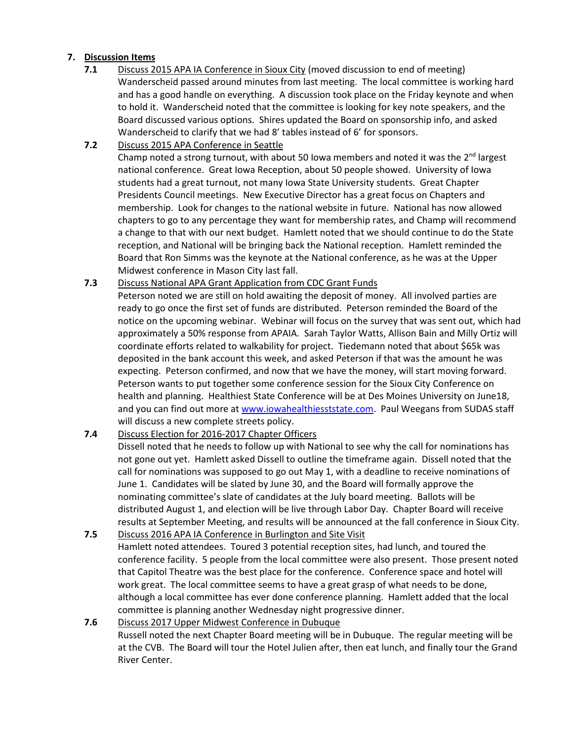## 7. Discussion Items

**7.1** Discuss 2015 APA IA Conference in Sioux City (moved discussion to end of meeting)
Wanderscheid passed around minutes from last meeting. The local committee is working hard and has a good handle on everything. A discussion took place on the Friday keynote and when to hold it. Wanderscheid noted that the committee is looking for key note speakers, and the Board discussed various options. Shires updated the Board on sponsorship info, and asked Wanderscheid to clarify that we had 8' tables instead of 6' for sponsors.

**7.2** Discuss 2015 APA Conference in Seattle
Champ noted a strong turnout, with about 50 Iowa members and noted it was the 2nd largest national conference. Great Iowa Reception, about 50 people showed. University of Iowa students had a great turnout, not many Iowa State University students. Great Chapter Presidents Council meetings. New Executive Director has a great focus on Chapters and membership. Look for changes to the national website in future. National has now allowed chapters to go to any percentage they want for membership rates, and Champ will recommend a change to that with our next budget. Hamlett noted that we should continue to do the State reception, and National will be bringing back the National reception. Hamlett reminded the Board that Ron Simms was the keynote at the National conference, as he was at the Upper Midwest conference in Mason City last fall.

**7.3** Discuss National APA Grant Application from CDC Grant Funds
Peterson noted we are still on hold awaiting the deposit of money. All involved parties are ready to go once the first set of funds are distributed. Peterson reminded the Board of the notice on the upcoming webinar. Webinar will focus on the survey that was sent out, which had approximately a 50% response from APAIA. Sarah Taylor Watts, Allison Bain and Milly Ortiz will coordinate efforts related to walkability for project. Tiedemann noted that about $65k was deposited in the bank account this week, and asked Peterson if that was the amount he was expecting. Peterson confirmed, and now that we have the money, will start moving forward. Peterson wants to put together some conference session for the Sioux City Conference on health and planning. Healthiest State Conference will be at Des Moines University on June18, and you can find out more at www.iowahealthieststate.com. Paul Weegans from SUDAS staff will discuss a new complete streets policy.

**7.4** Discuss Election for 2016-2017 Chapter Officers
Dissell noted that he needs to follow up with National to see why the call for nominations has not gone out yet. Hamlett asked Dissell to outline the timeframe again. Dissell noted that the call for nominations was supposed to go out May 1, with a deadline to receive nominations of June 1. Candidates will be slated by June 30, and the Board will formally approve the nominating committee's slate of candidates at the July board meeting. Ballots will be distributed August 1, and election will be live through Labor Day. Chapter Board will receive results at September Meeting, and results will be announced at the fall conference in Sioux City.

**7.5** Discuss 2016 APA IA Conference in Burlington and Site Visit
Hamlett noted attendees. Toured 3 potential reception sites, had lunch, and toured the conference facility. 5 people from the local committee were also present. Those present noted that Capitol Theatre was the best place for the conference. Conference space and hotel will work great. The local committee seems to have a great grasp of what needs to be done, although a local committee has ever done conference planning. Hamlett added that the local committee is planning another Wednesday night progressive dinner.

**7.6** Discuss 2017 Upper Midwest Conference in Dubuque
Russell noted the next Chapter Board meeting will be in Dubuque. The regular meeting will be at the CVB. The Board will tour the Hotel Julien after, then eat lunch, and finally tour the Grand River Center.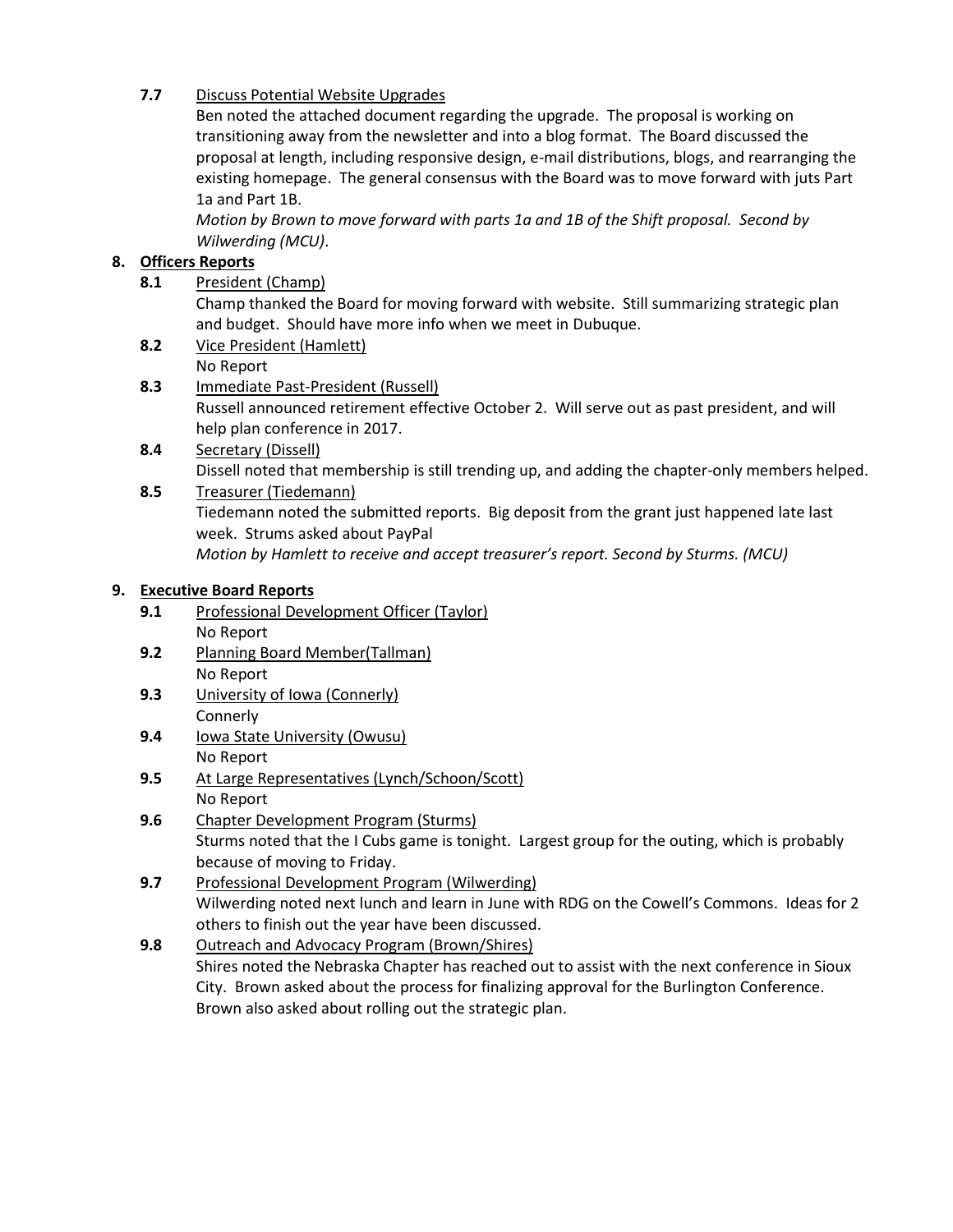**7.7** Discuss Potential Website Upgrades

Ben noted the attached document regarding the upgrade. The proposal is working on transitioning away from the newsletter and into a blog format. The Board discussed the proposal at length, including responsive design, e-mail distributions, blogs, and rearranging the existing homepage. The general consensus with the Board was to move forward with juts Part 1a and Part 1B.

*Motion by Brown to move forward with parts 1a and 1B of the Shift proposal. Second by Wilwerding (MCU).*

## 8. Officers Reports

**8.1** President (Champ)

Champ thanked the Board for moving forward with website. Still summarizing strategic plan and budget. Should have more info when we meet in Dubuque.

**8.2** Vice President (Hamlett)

No Report

**8.3** Immediate Past-President (Russell)

Russell announced retirement effective October 2. Will serve out as past president, and will help plan conference in 2017.

**8.4** Secretary (Dissell)

Dissell noted that membership is still trending up, and adding the chapter-only members helped.

**8.5** Treasurer (Tiedemann)

Tiedemann noted the submitted reports. Big deposit from the grant just happened late last week. Strums asked about PayPal

*Motion by Hamlett to receive and accept treasurer's report. Second by Sturms. (MCU)*

## 9. Executive Board Reports

**9.1** Professional Development Officer (Taylor)

No Report

**9.2** Planning Board Member(Tallman)

No Report

**9.3** University of Iowa (Connerly)

Connerly

**9.4** Iowa State University (Owusu)

No Report

**9.5** At Large Representatives (Lynch/Schoon/Scott)

No Report

**9.6** Chapter Development Program (Sturms)

Sturms noted that the I Cubs game is tonight. Largest group for the outing, which is probably because of moving to Friday.

**9.7** Professional Development Program (Wilwerding)

Wilwerding noted next lunch and learn in June with RDG on the Cowell's Commons. Ideas for 2 others to finish out the year have been discussed.

**9.8** Outreach and Advocacy Program (Brown/Shires)

Shires noted the Nebraska Chapter has reached out to assist with the next conference in Sioux City. Brown asked about the process for finalizing approval for the Burlington Conference. Brown also asked about rolling out the strategic plan.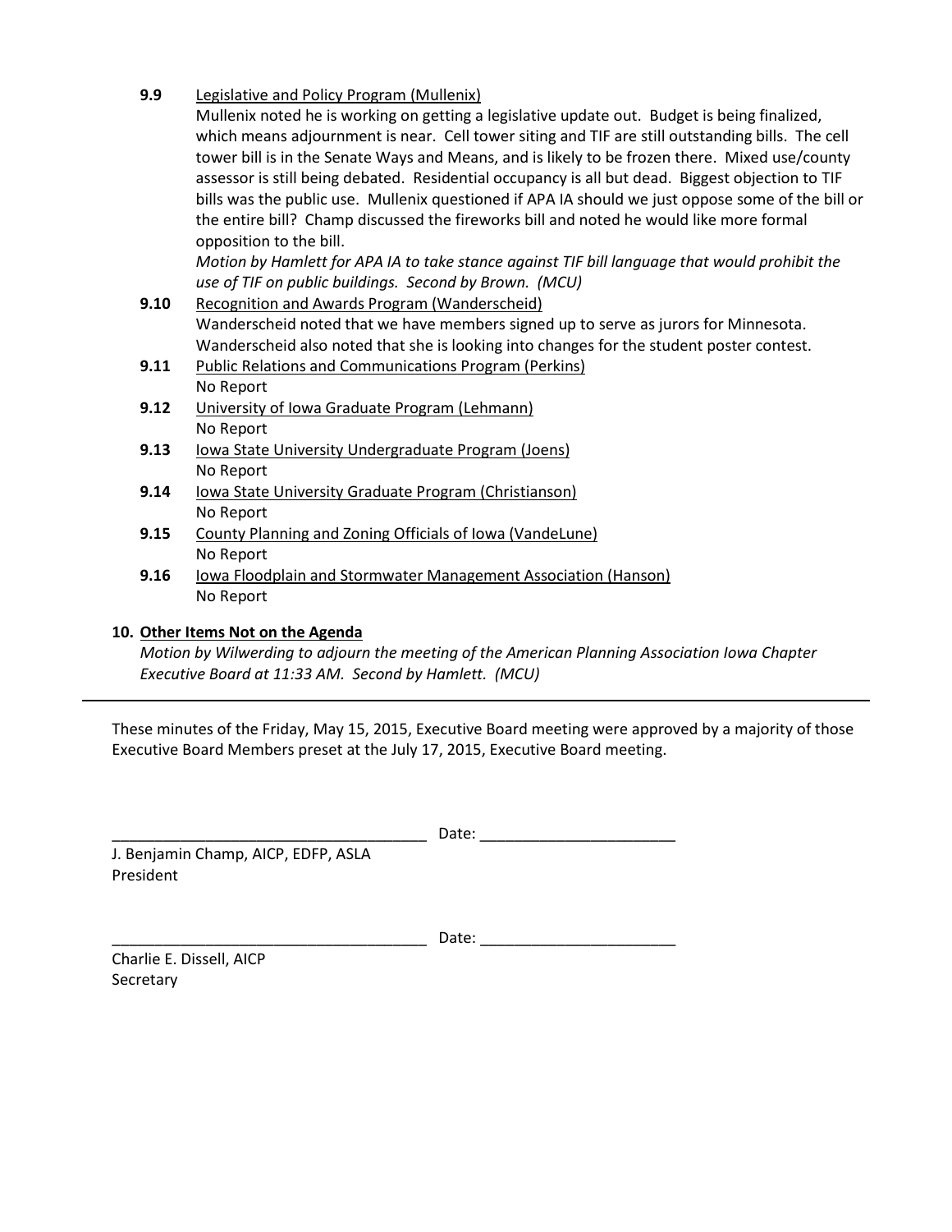**9.9** Legislative and Policy Program (Mullenix)

Mullenix noted he is working on getting a legislative update out. Budget is being finalized, which means adjournment is near. Cell tower siting and TIF are still outstanding bills. The cell tower bill is in the Senate Ways and Means, and is likely to be frozen there. Mixed use/county assessor is still being debated. Residential occupancy is all but dead. Biggest objection to TIF bills was the public use. Mullenix questioned if APA IA should we just oppose some of the bill or the entire bill? Champ discussed the fireworks bill and noted he would like more formal opposition to the bill.

*Motion by Hamlett for APA IA to take stance against TIF bill language that would prohibit the use of TIF on public buildings. Second by Brown. (MCU)*

**9.10** Recognition and Awards Program (Wanderscheid)

Wanderscheid noted that we have members signed up to serve as jurors for Minnesota. Wanderscheid also noted that she is looking into changes for the student poster contest.

**9.11** Public Relations and Communications Program (Perkins)

No Report

**9.12** University of Iowa Graduate Program (Lehmann)

No Report

**9.13** Iowa State University Undergraduate Program (Joens)

No Report

**9.14** Iowa State University Graduate Program (Christianson)

No Report

**9.15** County Planning and Zoning Officials of Iowa (VandeLune)

No Report

**9.16** Iowa Floodplain and Stormwater Management Association (Hanson)

No Report

**10. Other Items Not on the Agenda**

*Motion by Wilwerding to adjourn the meeting of the American Planning Association Iowa Chapter Executive Board at 11:33 AM. Second by Hamlett. (MCU)*

---

These minutes of the Friday, May 15, 2015, Executive Board meeting were approved by a majority of those Executive Board Members preset at the July 17, 2015, Executive Board meeting.

_____________________________________ Date: _______________________

J. Benjamin Champ, AICP, EDFP, ASLA
President

_____________________________________ Date: _______________________

Charlie E. Dissell, AICP
Secretary